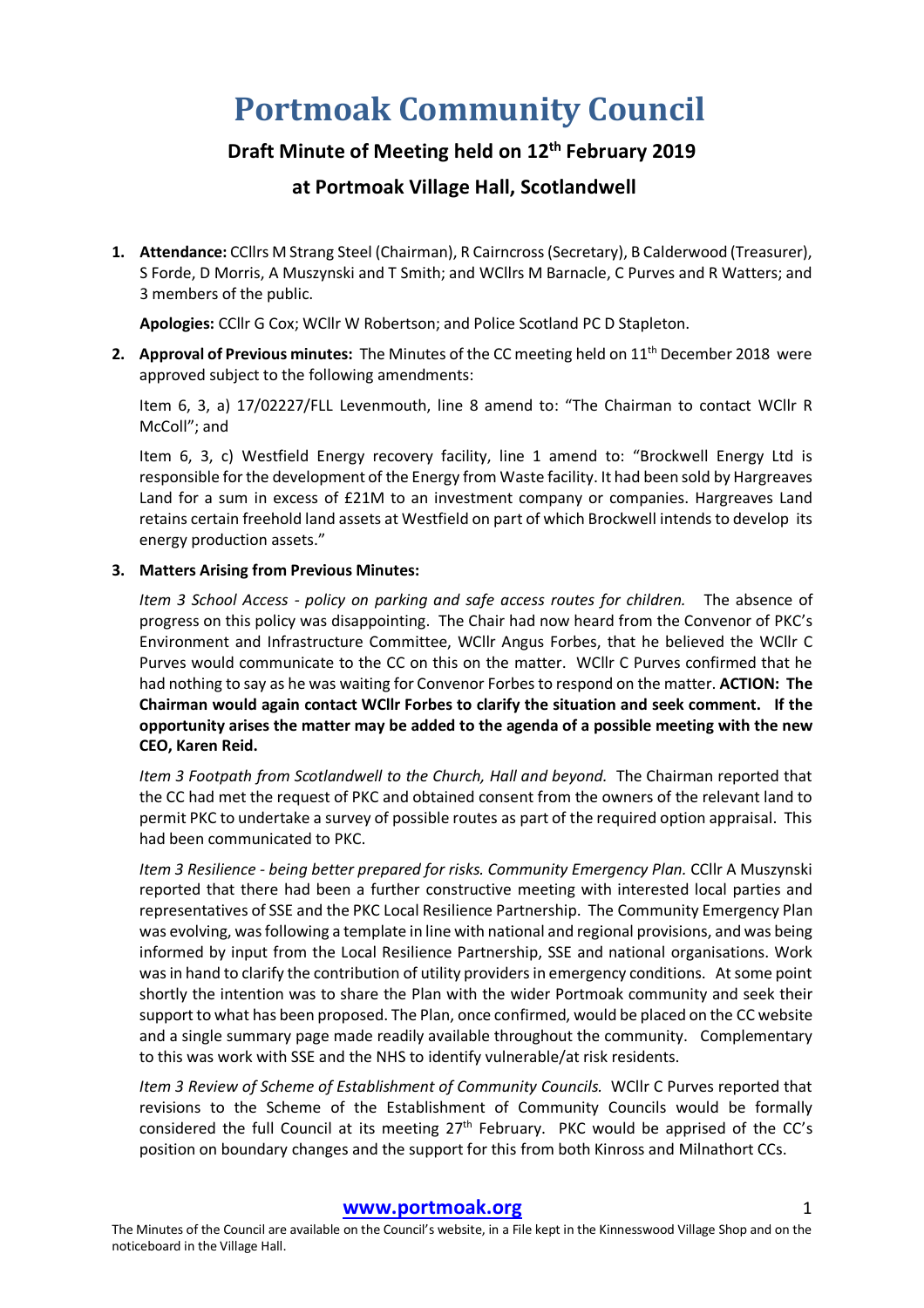# Portmoak Community Council

## Draft Minute of Meeting held on 12th February 2019

## at Portmoak Village Hall, Scotlandwell

1. **Attendance:** CCllrs M Strang Steel (Chairman), R Cairncross (Secretary), B Calderwood (Treasurer), S Forde, D Morris, A Muszynski and T Smith; and WCllrs M Barnacle, C Purves and R Watters; and 3 members of the public.

   **Apologies:** CCllr G Cox; WCllr W Robertson; and Police Scotland PC D Stapleton.

2. **Approval of Previous minutes:** The Minutes of the CC meeting held on 11th December 2018 were approved subject to the following amendments:

   Item 6, 3, a) 17/02227/FLL Levenmouth, line 8 amend to: "The Chairman to contact WCllr R McColl"; and

   Item 6, 3, c) Westfield Energy recovery facility, line 1 amend to: "Brockwell Energy Ltd is responsible for the development of the Energy from Waste facility. It had been sold by Hargreaves Land for a sum in excess of £21M to an investment company or companies. Hargreaves Land retains certain freehold land assets at Westfield on part of which Brockwell intends to develop its energy production assets."

3. **Matters Arising from Previous Minutes:**

   *Item 3 School Access - policy on parking and safe access routes for children.* The absence of progress on this policy was disappointing. The Chair had now heard from the Convenor of PKC's Environment and Infrastructure Committee, WCllr Angus Forbes, that he believed the WCllr C Purves would communicate to the CC on this on the matter. WCllr C Purves confirmed that he had nothing to say as he was waiting for Convenor Forbes to respond on the matter. **ACTION: The Chairman would again contact WCllr Forbes to clarify the situation and seek comment. If the opportunity arises the matter may be added to the agenda of a possible meeting with the new CEO, Karen Reid.**

   *Item 3 Footpath from Scotlandwell to the Church, Hall and beyond.* The Chairman reported that the CC had met the request of PKC and obtained consent from the owners of the relevant land to permit PKC to undertake a survey of possible routes as part of the required option appraisal. This had been communicated to PKC.

   *Item 3 Resilience - being better prepared for risks. Community Emergency Plan.* CCllr A Muszynski reported that there had been a further constructive meeting with interested local parties and representatives of SSE and the PKC Local Resilience Partnership. The Community Emergency Plan was evolving, was following a template in line with national and regional provisions, and was being informed by input from the Local Resilience Partnership, SSE and national organisations. Work was in hand to clarify the contribution of utility providers in emergency conditions. At some point shortly the intention was to share the Plan with the wider Portmoak community and seek their support to what has been proposed. The Plan, once confirmed, would be placed on the CC website and a single summary page made readily available throughout the community. Complementary to this was work with SSE and the NHS to identify vulnerable/at risk residents.

   *Item 3 Review of Scheme of Establishment of Community Councils.* WCllr C Purves reported that revisions to the Scheme of the Establishment of Community Councils would be formally considered the full Council at its meeting 27th February. PKC would be apprised of the CC's position on boundary changes and the support for this from both Kinross and Milnathort CCs.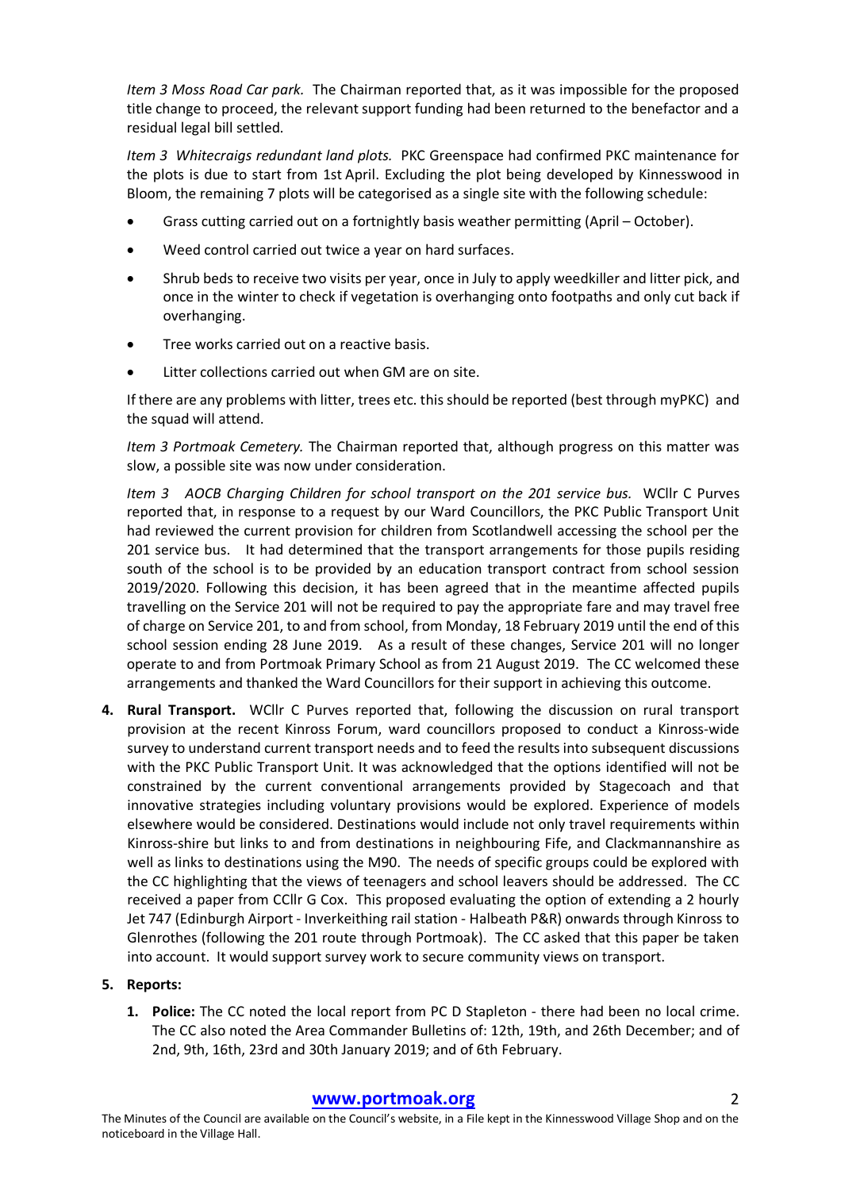*Item 3 Moss Road Car park.* The Chairman reported that, as it was impossible for the proposed title change to proceed, the relevant support funding had been returned to the benefactor and a residual legal bill settled.

*Item 3 Whitecraigs redundant land plots.* PKC Greenspace had confirmed PKC maintenance for the plots is due to start from 1st April. Excluding the plot being developed by Kinnesswood in Bloom, the remaining 7 plots will be categorised as a single site with the following schedule:

- Grass cutting carried out on a fortnightly basis weather permitting (April – October).
- Weed control carried out twice a year on hard surfaces.
- Shrub beds to receive two visits per year, once in July to apply weedkiller and litter pick, and once in the winter to check if vegetation is overhanging onto footpaths and only cut back if overhanging.
- Tree works carried out on a reactive basis.
- Litter collections carried out when GM are on site.

If there are any problems with litter, trees etc. this should be reported (best through myPKC) and the squad will attend.

*Item 3 Portmoak Cemetery.* The Chairman reported that, although progress on this matter was slow, a possible site was now under consideration.

*Item 3 AOCB Charging Children for school transport on the 201 service bus.* WCllr C Purves reported that, in response to a request by our Ward Councillors, the PKC Public Transport Unit had reviewed the current provision for children from Scotlandwell accessing the school per the 201 service bus. It had determined that the transport arrangements for those pupils residing south of the school is to be provided by an education transport contract from school session 2019/2020. Following this decision, it has been agreed that in the meantime affected pupils travelling on the Service 201 will not be required to pay the appropriate fare and may travel free of charge on Service 201, to and from school, from Monday, 18 February 2019 until the end of this school session ending 28 June 2019. As a result of these changes, Service 201 will no longer operate to and from Portmoak Primary School as from 21 August 2019. The CC welcomed these arrangements and thanked the Ward Councillors for their support in achieving this outcome.

4. **Rural Transport.** WCllr C Purves reported that, following the discussion on rural transport provision at the recent Kinross Forum, ward councillors proposed to conduct a Kinross-wide survey to understand current transport needs and to feed the results into subsequent discussions with the PKC Public Transport Unit. It was acknowledged that the options identified will not be constrained by the current conventional arrangements provided by Stagecoach and that innovative strategies including voluntary provisions would be explored. Experience of models elsewhere would be considered. Destinations would include not only travel requirements within Kinross-shire but links to and from destinations in neighbouring Fife, and Clackmannanshire as well as links to destinations using the M90. The needs of specific groups could be explored with the CC highlighting that the views of teenagers and school leavers should be addressed. The CC received a paper from CCllr G Cox. This proposed evaluating the option of extending a 2 hourly Jet 747 (Edinburgh Airport - Inverkeithing rail station - Halbeath P&R) onwards through Kinross to Glenrothes (following the 201 route through Portmoak). The CC asked that this paper be taken into account. It would support survey work to secure community views on transport.

5. **Reports:**

   1. **Police:** The CC noted the local report from PC D Stapleton - there had been no local crime. The CC also noted the Area Commander Bulletins of: 12th, 19th, and 26th December; and of 2nd, 9th, 16th, 23rd and 30th January 2019; and of 6th February.

**www.portmoak.org**

The Minutes of the Council are available on the Council's website, in a File kept in the Kinnesswood Village Shop and on the noticeboard in the Village Hall.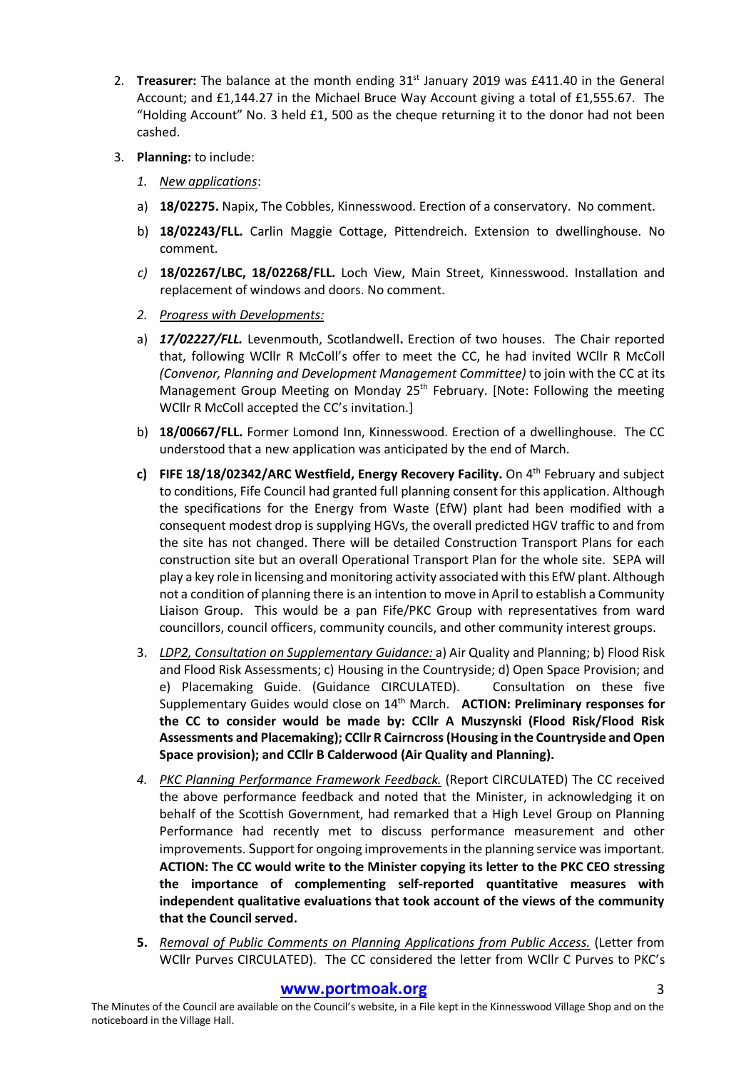2. **Treasurer:** The balance at the month ending 31st January 2019 was £411.40 in the General Account; and £1,144.27 in the Michael Bruce Way Account giving a total of £1,555.67. The "Holding Account" No. 3 held £1, 500 as the cheque returning it to the donor had not been cashed.

3. **Planning:** to include:

   *1. New applications*:

   a) **18/02275.** Napix, The Cobbles, Kinnesswood. Erection of a conservatory. No comment.

   b) **18/02243/FLL.** Carlin Maggie Cottage, Pittendreich. Extension to dwellinghouse. No comment.

   *c)* **18/02267/LBC, 18/02268/FLL.** Loch View, Main Street, Kinnesswood. Installation and replacement of windows and doors. No comment.

   *2. Progress with Developments:*

   a) ***17/02227/FLL.*** Levenmouth, Scotlandwell**.** Erection of two houses. The Chair reported that, following WCllr R McColl's offer to meet the CC, he had invited WCllr R McColl *(Convenor, Planning and Development Management Committee)* to join with the CC at its Management Group Meeting on Monday 25th February. [Note: Following the meeting WCllr R McColl accepted the CC's invitation.]

   b) **18/00667/FLL.** Former Lomond Inn, Kinnesswood. Erection of a dwellinghouse. The CC understood that a new application was anticipated by the end of March.

   **c) FIFE 18/18/02342/ARC Westfield, Energy Recovery Facility.** On 4th February and subject to conditions, Fife Council had granted full planning consent for this application. Although the specifications for the Energy from Waste (EfW) plant had been modified with a consequent modest drop is supplying HGVs, the overall predicted HGV traffic to and from the site has not changed. There will be detailed Construction Transport Plans for each construction site but an overall Operational Transport Plan for the whole site. SEPA will play a key role in licensing and monitoring activity associated with this EfW plant. Although not a condition of planning there is an intention to move in April to establish a Community Liaison Group. This would be a pan Fife/PKC Group with representatives from ward councillors, council officers, community councils, and other community interest groups.

   3. *LDP2, Consultation on Supplementary Guidance:* a) Air Quality and Planning; b) Flood Risk and Flood Risk Assessments; c) Housing in the Countryside; d) Open Space Provision; and e) Placemaking Guide. (Guidance CIRCULATED). Consultation on these five Supplementary Guides would close on 14th March. **ACTION: Preliminary responses for the CC to consider would be made by: CCllr A Muszynski (Flood Risk/Flood Risk Assessments and Placemaking); CCllr R Cairncross (Housing in the Countryside and Open Space provision); and CCllr B Calderwood (Air Quality and Planning).**

   *4. PKC Planning Performance Framework Feedback.* (Report CIRCULATED) The CC received the above performance feedback and noted that the Minister, in acknowledging it on behalf of the Scottish Government, had remarked that a High Level Group on Planning Performance had recently met to discuss performance measurement and other improvements. Support for ongoing improvements in the planning service was important. **ACTION: The CC would write to the Minister copying its letter to the PKC CEO stressing the importance of complementing self-reported quantitative measures with independent qualitative evaluations that took account of the views of the community that the Council served.**

   **5.** *Removal of Public Comments on Planning Applications from Public Access.* (Letter from WCllr Purves CIRCULATED). The CC considered the letter from WCllr C Purves to PKC's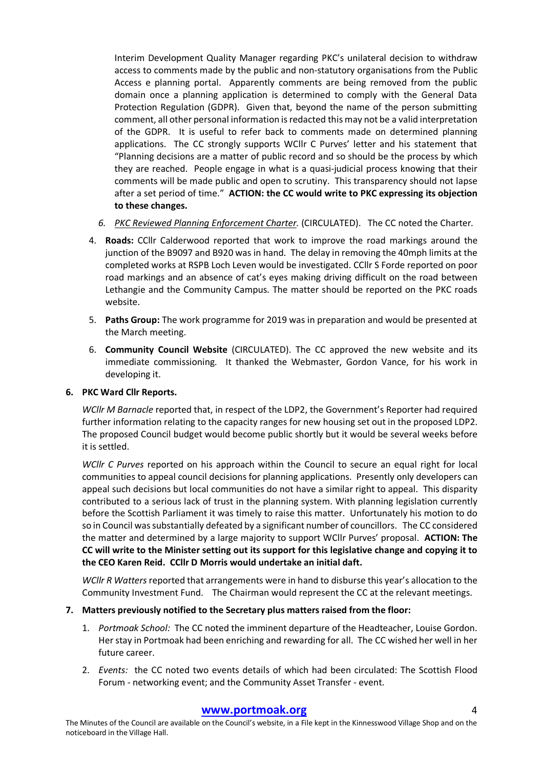Interim Development Quality Manager regarding PKC's unilateral decision to withdraw access to comments made by the public and non-statutory organisations from the Public Access e planning portal. Apparently comments are being removed from the public domain once a planning application is determined to comply with the General Data Protection Regulation (GDPR). Given that, beyond the name of the person submitting comment, all other personal information is redacted this may not be a valid interpretation of the GDPR. It is useful to refer back to comments made on determined planning applications. The CC strongly supports WCllr C Purves' letter and his statement that "Planning decisions are a matter of public record and so should be the process by which they are reached. People engage in what is a quasi-judicial process knowing that their comments will be made public and open to scrutiny. This transparency should not lapse after a set period of time." **ACTION: the CC would write to PKC expressing its objection to these changes.**

6. *PKC Reviewed Planning Enforcement Charter.* (CIRCULATED). The CC noted the Charter.

4. **Roads:** CCllr Calderwood reported that work to improve the road markings around the junction of the B9097 and B920 was in hand. The delay in removing the 40mph limits at the completed works at RSPB Loch Leven would be investigated. CCllr S Forde reported on poor road markings and an absence of cat's eyes making driving difficult on the road between Lethangie and the Community Campus. The matter should be reported on the PKC roads website.

5. **Paths Group:** The work programme for 2019 was in preparation and would be presented at the March meeting.

6. **Community Council Website** (CIRCULATED). The CC approved the new website and its immediate commissioning. It thanked the Webmaster, Gordon Vance, for his work in developing it.

**6. PKC Ward Cllr Reports.**

*WCllr M Barnacle* reported that, in respect of the LDP2, the Government's Reporter had required further information relating to the capacity ranges for new housing set out in the proposed LDP2. The proposed Council budget would become public shortly but it would be several weeks before it is settled.

*WCllr C Purves* reported on his approach within the Council to secure an equal right for local communities to appeal council decisions for planning applications. Presently only developers can appeal such decisions but local communities do not have a similar right to appeal. This disparity contributed to a serious lack of trust in the planning system. With planning legislation currently before the Scottish Parliament it was timely to raise this matter. Unfortunately his motion to do so in Council was substantially defeated by a significant number of councillors. The CC considered the matter and determined by a large majority to support WCllr Purves' proposal. **ACTION: The CC will write to the Minister setting out its support for this legislative change and copying it to the CEO Karen Reid. CCllr D Morris would undertake an initial daft.**

*WCllr R Watters* reported that arrangements were in hand to disburse this year's allocation to the Community Investment Fund. The Chairman would represent the CC at the relevant meetings.

**7. Matters previously notified to the Secretary plus matters raised from the floor:**

1. *Portmoak School:* The CC noted the imminent departure of the Headteacher, Louise Gordon. Her stay in Portmoak had been enriching and rewarding for all. The CC wished her well in her future career.

2. *Events:* the CC noted two events details of which had been circulated: The Scottish Flood Forum - networking event; and the Community Asset Transfer - event.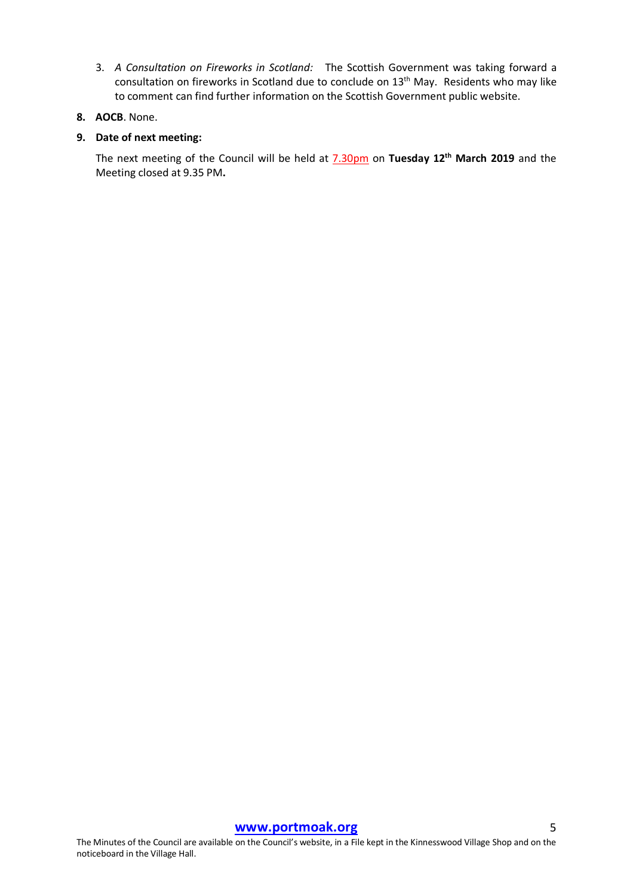3. *A Consultation on Fireworks in Scotland:* The Scottish Government was taking forward a consultation on fireworks in Scotland due to conclude on 13th May. Residents who may like to comment can find further information on the Scottish Government public website.

**8. AOCB**. None.

**9. Date of next meeting:**

The next meeting of the Council will be held at 7.30pm on **Tuesday 12th March 2019** and the Meeting closed at 9.35 PM**.**

**www.portmoak.org**

The Minutes of the Council are available on the Council's website, in a File kept in the Kinnesswood Village Shop and on the noticeboard in the Village Hall.